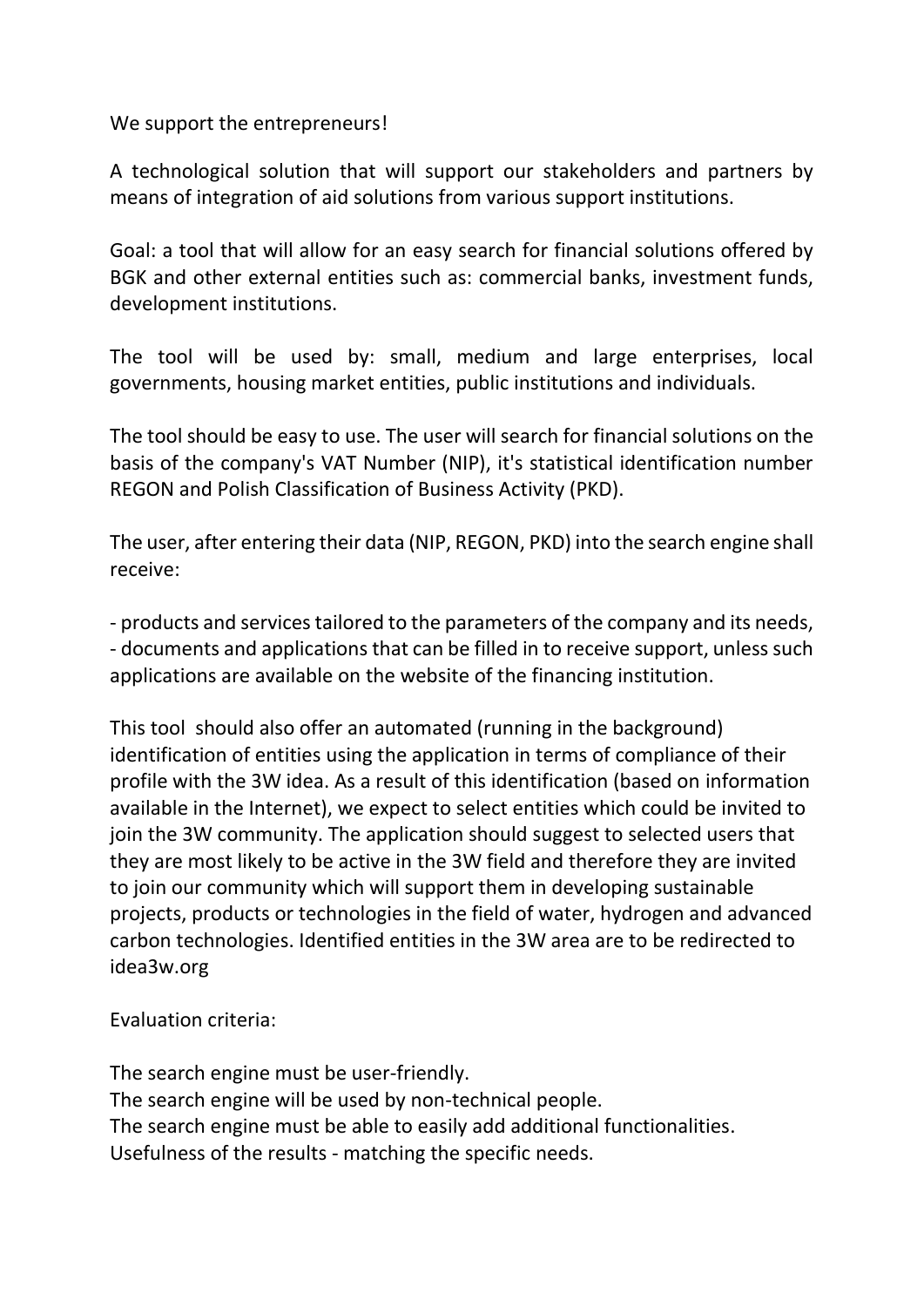We support the entrepreneurs!

A technological solution that will support our stakeholders and partners by means of integration of aid solutions from various support institutions.

Goal: a tool that will allow for an easy search for financial solutions offered by BGK and other external entities such as: commercial banks, investment funds, development institutions.

The tool will be used by: small, medium and large enterprises, local governments, housing market entities, public institutions and individuals.

The tool should be easy to use. The user will search for financial solutions on the basis of the company's VAT Number (NIP), it's statistical identification number REGON and Polish Classification of Business Activity (PKD).

The user, after entering their data (NIP, REGON, PKD) into the search engine shall receive:

- products and services tailored to the parameters of the company and its needs,
- documents and applications that can be filled in to receive support, unless such applications are available on the website of the financing institution.

This tool should also offer an automated (running in the background) identification of entities using the application in terms of compliance of their profile with the 3W idea. As a result of this identification (based on information available in the Internet), we expect to select entities which could be invited to join the 3W community. The application should suggest to selected users that they are most likely to be active in the 3W field and therefore they are invited to join our community which will support them in developing sustainable projects, products or technologies in the field of water, hydrogen and advanced carbon technologies. Identified entities in the 3W area are to be redirected to idea3w.org

Evaluation criteria:

The search engine must be user-friendly.
The search engine will be used by non-technical people.
The search engine must be able to easily add additional functionalities.
Usefulness of the results - matching the specific needs.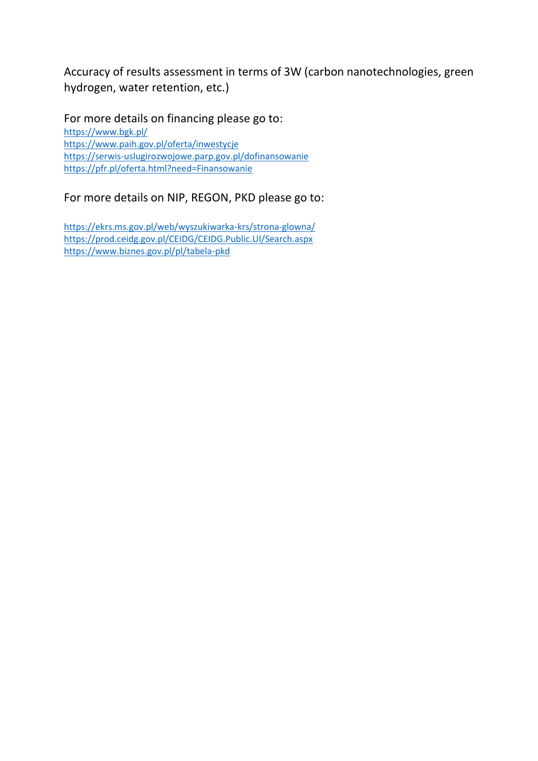Accuracy of results assessment in terms of 3W (carbon nanotechnologies, green hydrogen, water retention, etc.)

For more details on financing please go to:

https://www.bgk.pl/
https://www.paih.gov.pl/oferta/inwestycje
https://serwis-uslugirozwojowe.parp.gov.pl/dofinansowanie
https://pfr.pl/oferta.html?need=Finansowanie

For more details on NIP, REGON, PKD please go to:

https://ekrs.ms.gov.pl/web/wyszukiwarka-krs/strona-glowna/
https://prod.ceidg.gov.pl/CEIDG/CEIDG.Public.UI/Search.aspx
https://www.biznes.gov.pl/pl/tabela-pkd